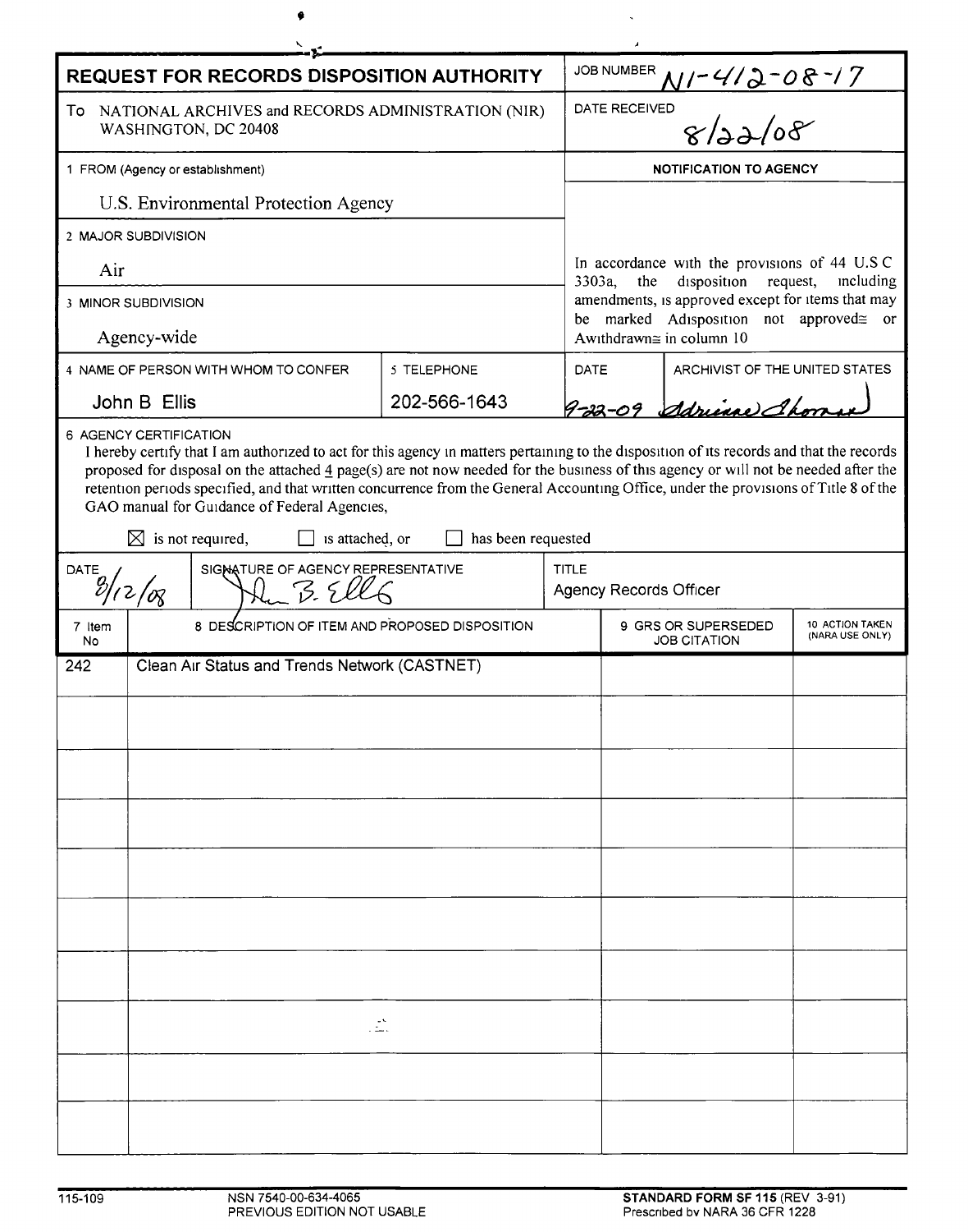# REQUEST FOR RECORDS DISPOSITION AUTHORITY

| | |
|---|---|
| **REQUEST FOR RECORDS DISPOSITION AUTHORITY** | JOB NUMBER N1-412-08-17 |
| To NATIONAL ARCHIVES and RECORDS ADMINISTRATION (NIR) WASHINGTON, DC 20408 | DATE RECEIVED 8/22/08 |

**1 FROM (Agency or establishment)**
U.S. Environmental Protection Agency

**2 MAJOR SUBDIVISION**
Air

**3 MINOR SUBDIVISION**
Agency-wide

**NOTIFICATION TO AGENCY**

In accordance with the provisions of 44 U.S C 3303a, the disposition request, including amendments, is approved except for items that may be marked Adisposition not approved≅ or Awithdrawn≅ in column 10

| 4 NAME OF PERSON WITH WHOM TO CONFER | 5 TELEPHONE | DATE | ARCHIVIST OF THE UNITED STATES |
|---|---|---|---|
| John B Ellis | 202-566-1643 | 9-22-09 | Adrienne Thomas |

**6 AGENCY CERTIFICATION**

I hereby certify that I am authorized to act for this agency in matters pertaining to the disposition of its records and that the records proposed for disposal on the attached 4 page(s) are not now needed for the business of this agency or will not be needed after the retention periods specified, and that written concurrence from the General Accounting Office, under the provisions of Title 8 of the GAO manual for Guidance of Federal Agencies,

☒ is not required, ☐ is attached, or ☐ has been requested

| DATE | SIGNATURE OF AGENCY REPRESENTATIVE | TITLE |
|---|---|---|
| 8/12/08 | John B. Ellis | Agency Records Officer |

| 7 Item No | 8 DESCRIPTION OF ITEM AND PROPOSED DISPOSITION | 9 GRS OR SUPERSEDED JOB CITATION | 10 ACTION TAKEN (NARA USE ONLY) |
|---|---|---|---|
| 242 | Clean Air Status and Trends Network (CASTNET) | | |

115-109 NSN 7540-00-634-4065 PREVIOUS EDITION NOT USABLE **STANDARD FORM SF 115** (REV 3-91) Prescribed by NARA 36 CFR 1228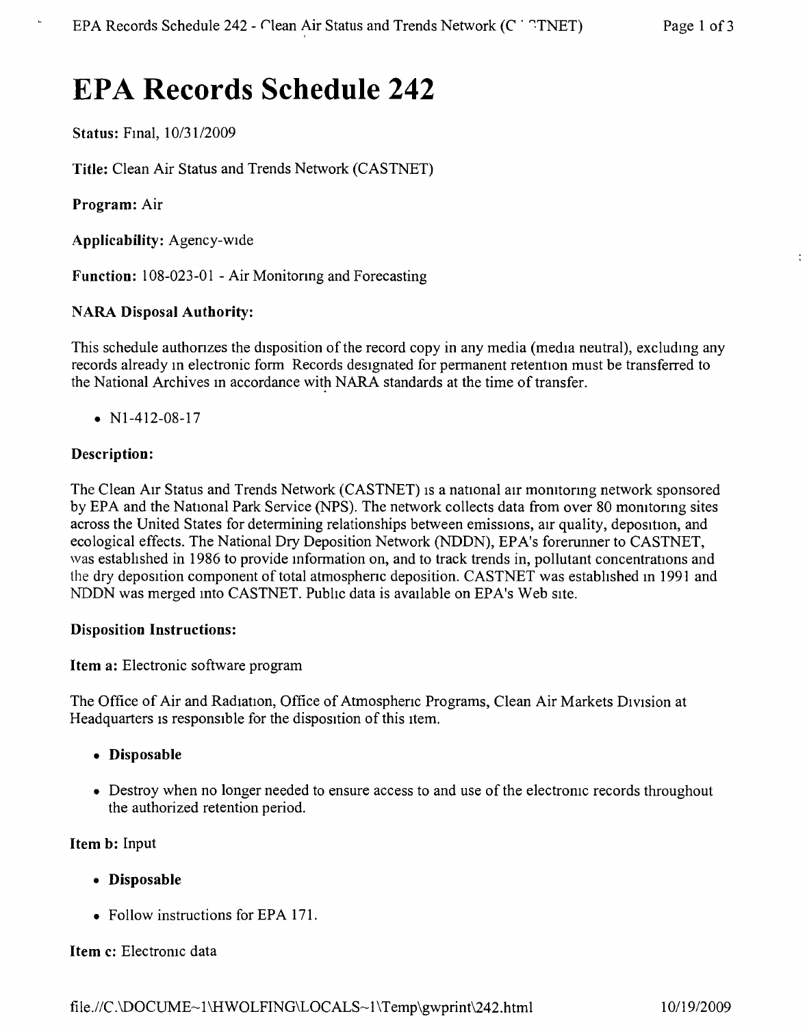# EPA Records Schedule 242

**Status:** Final, 10/31/2009

**Title:** Clean Air Status and Trends Network (CASTNET)

**Program:** Air

**Applicability:** Agency-wide

**Function:** 108-023-01 - Air Monitoring and Forecasting

**NARA Disposal Authority:**

This schedule authorizes the disposition of the record copy in any media (media neutral), excluding any records already in electronic form Records designated for permanent retention must be transferred to the National Archives in accordance with NARA standards at the time of transfer.

- N1-412-08-17

**Description:**

The Clean Air Status and Trends Network (CASTNET) is a national air monitoring network sponsored by EPA and the National Park Service (NPS). The network collects data from over 80 monitoring sites across the United States for determining relationships between emissions, air quality, deposition, and ecological effects. The National Dry Deposition Network (NDDN), EPA's forerunner to CASTNET, was established in 1986 to provide information on, and to track trends in, pollutant concentrations and the dry deposition component of total atmospheric deposition. CASTNET was established in 1991 and NDDN was merged into CASTNET. Public data is available on EPA's Web site.

**Disposition Instructions:**

**Item a:** Electronic software program

The Office of Air and Radiation, Office of Atmospheric Programs, Clean Air Markets Division at Headquarters is responsible for the disposition of this item.

- **Disposable**
- Destroy when no longer needed to ensure access to and use of the electronic records throughout the authorized retention period.

**Item b:** Input

- **Disposable**
- Follow instructions for EPA 171.

**Item c:** Electronic data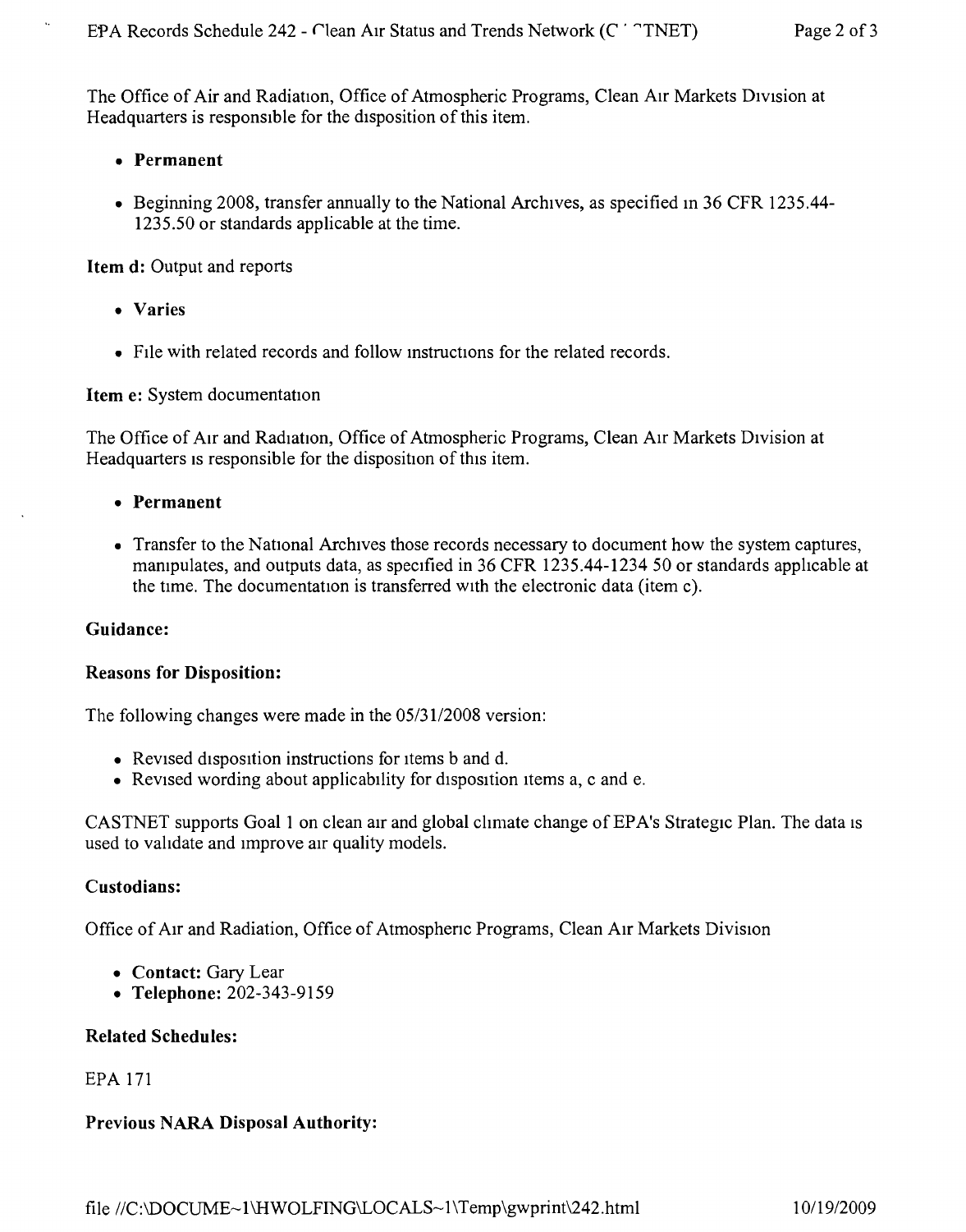The Office of Air and Radiation, Office of Atmospheric Programs, Clean Air Markets Division at Headquarters is responsible for the disposition of this item.

- **Permanent**
- Beginning 2008, transfer annually to the National Archives, as specified in 36 CFR 1235.44-1235.50 or standards applicable at the time.

**Item d:** Output and reports

- **Varies**
- File with related records and follow instructions for the related records.

**Item e:** System documentation

The Office of Air and Radiation, Office of Atmospheric Programs, Clean Air Markets Division at Headquarters is responsible for the disposition of this item.

- **Permanent**
- Transfer to the National Archives those records necessary to document how the system captures, manipulates, and outputs data, as specified in 36 CFR 1235.44-1234 50 or standards applicable at the time. The documentation is transferred with the electronic data (item c).

**Guidance:**

**Reasons for Disposition:**

The following changes were made in the 05/31/2008 version:

- Revised disposition instructions for items b and d.
- Revised wording about applicability for disposition items a, c and e.

CASTNET supports Goal 1 on clean air and global climate change of EPA's Strategic Plan. The data is used to validate and improve air quality models.

**Custodians:**

Office of Air and Radiation, Office of Atmospheric Programs, Clean Air Markets Division

- **Contact:** Gary Lear
- **Telephone:** 202-343-9159

**Related Schedules:**

EPA 171

**Previous NARA Disposal Authority:**

file //C:\DOCUME~1\HWOLFING\LOCALS~1\Temp\gwprint\242.html 10/19/2009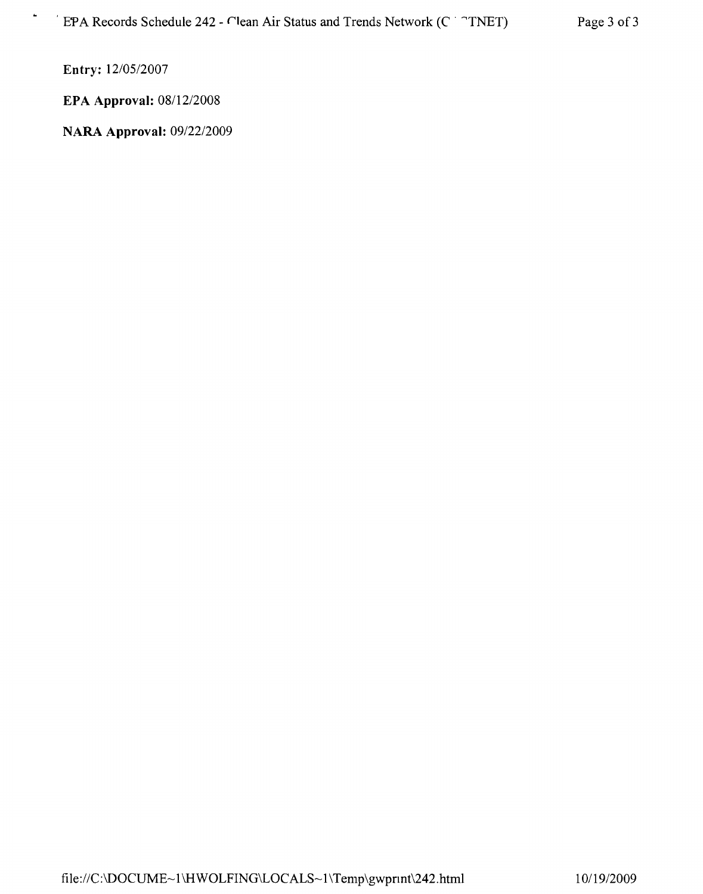**Entry:** 12/05/2007

**EPA Approval:** 08/12/2008

**NARA Approval:** 09/22/2009